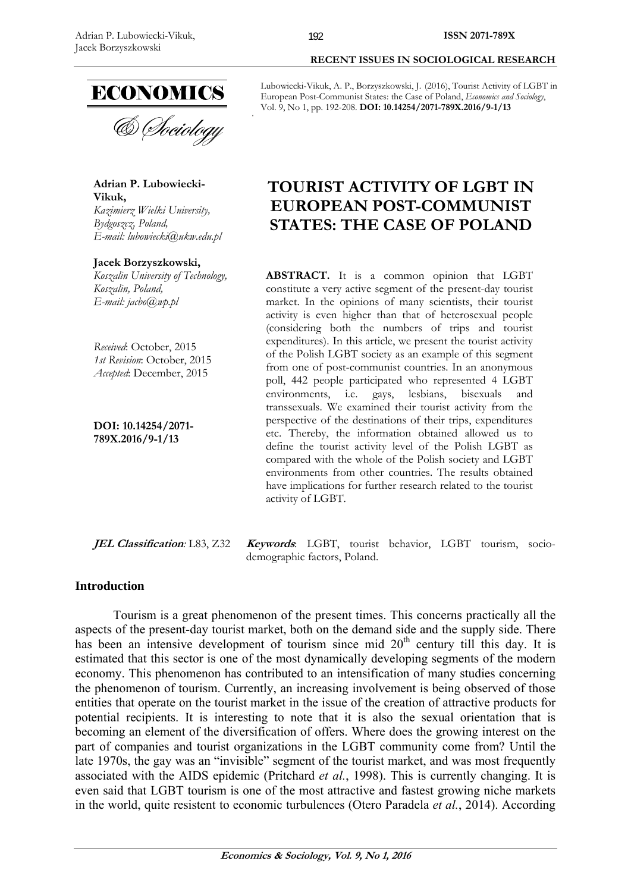**RECENT ISSUES IN SOCIOLOGICAL RESEARCH**

Lubowiecki-Vikuk, A. P., Borzyszkowski, J. (2016), Tourist Activity of LGBT in European Post-Communist States: the Case of Poland, *Economics and Sociology*, Vol. 9, No 1, pp. 192-208. **DOI: 10.14254/2071-789X.2016/9-1/13**

**Adrian P. Lubowiecki-Vikuk,**
*Kazimierz Wielki University, Bydgoszcz, Poland,*
*E-mail: lubowiecki@ukw.edu.pl*

**Jacek Borzyszkowski,**
*Koszalin University of Technology, Koszalin, Poland,*
*E-mail: jacbo@wp.pl*

*Received*: October, 2015
*1st Revision*: October, 2015
*Accepted*: December, 2015

**DOI: 10.14254/2071-789X.2016/9-1/13**

# TOURIST ACTIVITY OF LGBT IN EUROPEAN POST-COMMUNIST STATES: THE CASE OF POLAND

**ABSTRACT.** It is a common opinion that LGBT constitute a very active segment of the present-day tourist market. In the opinions of many scientists, their tourist activity is even higher than that of heterosexual people (considering both the numbers of trips and tourist expenditures). In this article, we present the tourist activity of the Polish LGBT society as an example of this segment from one of post-communist countries. In an anonymous poll, 442 people participated who represented 4 LGBT environments, i.e. gays, lesbians, bisexuals and transsexuals. We examined their tourist activity from the perspective of the destinations of their trips, expenditures etc. Thereby, the information obtained allowed us to define the tourist activity level of the Polish LGBT as compared with the whole of the Polish society and LGBT environments from other countries. The results obtained have implications for further research related to the tourist activity of LGBT.

***JEL Classification*:** L83, Z32 ***Keywords***: LGBT, tourist behavior, LGBT tourism, socio-demographic factors, Poland.

## Introduction

Tourism is a great phenomenon of the present times. This concerns practically all the aspects of the present-day tourist market, both on the demand side and the supply side. There has been an intensive development of tourism since mid 20th century till this day. It is estimated that this sector is one of the most dynamically developing segments of the modern economy. This phenomenon has contributed to an intensification of many studies concerning the phenomenon of tourism. Currently, an increasing involvement is being observed of those entities that operate on the tourist market in the issue of the creation of attractive products for potential recipients. It is interesting to note that it is also the sexual orientation that is becoming an element of the diversification of offers. Where does the growing interest on the part of companies and tourist organizations in the LGBT community come from? Until the late 1970s, the gay was an "invisible" segment of the tourist market, and was most frequently associated with the AIDS epidemic (Pritchard *et al.*, 1998). This is currently changing. It is even said that LGBT tourism is one of the most attractive and fastest growing niche markets in the world, quite resistent to economic turbulences (Otero Paradela *et al.*, 2014). According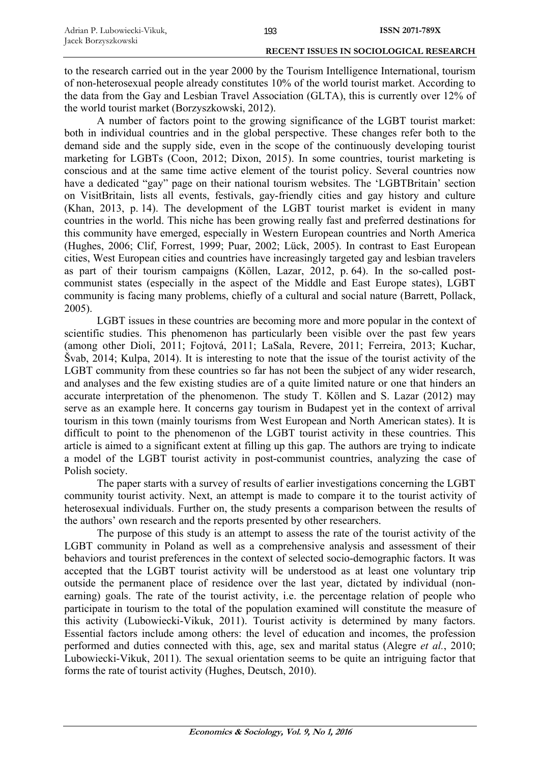to the research carried out in the year 2000 by the Tourism Intelligence International, tourism of non-heterosexual people already constitutes 10% of the world tourist market. According to the data from the Gay and Lesbian Travel Association (GLTA), this is currently over 12% of the world tourist market (Borzyszkowski, 2012).

A number of factors point to the growing significance of the LGBT tourist market: both in individual countries and in the global perspective. These changes refer both to the demand side and the supply side, even in the scope of the continuously developing tourist marketing for LGBTs (Coon, 2012; Dixon, 2015). In some countries, tourist marketing is conscious and at the same time active element of the tourist policy. Several countries now have a dedicated "gay" page on their national tourism websites. The 'LGBTBritain' section on VisitBritain, lists all events, festivals, gay-friendly cities and gay history and culture (Khan, 2013, p. 14). The development of the LGBT tourist market is evident in many countries in the world. This niche has been growing really fast and preferred destinations for this community have emerged, especially in Western European countries and North America (Hughes, 2006; Clif, Forrest, 1999; Puar, 2002; Lück, 2005). In contrast to East European cities, West European cities and countries have increasingly targeted gay and lesbian travelers as part of their tourism campaigns (Köllen, Lazar, 2012, p. 64). In the so-called post-communist states (especially in the aspect of the Middle and East Europe states), LGBT community is facing many problems, chiefly of a cultural and social nature (Barrett, Pollack, 2005).

LGBT issues in these countries are becoming more and more popular in the context of scientific studies. This phenomenon has particularly been visible over the past few years (among other Dioli, 2011; Fojtová, 2011; LaSala, Revere, 2011; Ferreira, 2013; Kuchar, Švab, 2014; Kulpa, 2014). It is interesting to note that the issue of the tourist activity of the LGBT community from these countries so far has not been the subject of any wider research, and analyses and the few existing studies are of a quite limited nature or one that hinders an accurate interpretation of the phenomenon. The study T. Köllen and S. Lazar (2012) may serve as an example here. It concerns gay tourism in Budapest yet in the context of arrival tourism in this town (mainly tourisms from West European and North American states). It is difficult to point to the phenomenon of the LGBT tourist activity in these countries. This article is aimed to a significant extent at filling up this gap. The authors are trying to indicate a model of the LGBT tourist activity in post-communist countries, analyzing the case of Polish society.

The paper starts with a survey of results of earlier investigations concerning the LGBT community tourist activity. Next, an attempt is made to compare it to the tourist activity of heterosexual individuals. Further on, the study presents a comparison between the results of the authors' own research and the reports presented by other researchers.

The purpose of this study is an attempt to assess the rate of the tourist activity of the LGBT community in Poland as well as a comprehensive analysis and assessment of their behaviors and tourist preferences in the context of selected socio-demographic factors. It was accepted that the LGBT tourist activity will be understood as at least one voluntary trip outside the permanent place of residence over the last year, dictated by individual (non-earning) goals. The rate of the tourist activity, i.e. the percentage relation of people who participate in tourism to the total of the population examined will constitute the measure of this activity (Lubowiecki-Vikuk, 2011). Tourist activity is determined by many factors. Essential factors include among others: the level of education and incomes, the profession performed and duties connected with this, age, sex and marital status (Alegre *et al.*, 2010; Lubowiecki-Vikuk, 2011). The sexual orientation seems to be quite an intriguing factor that forms the rate of tourist activity (Hughes, Deutsch, 2010).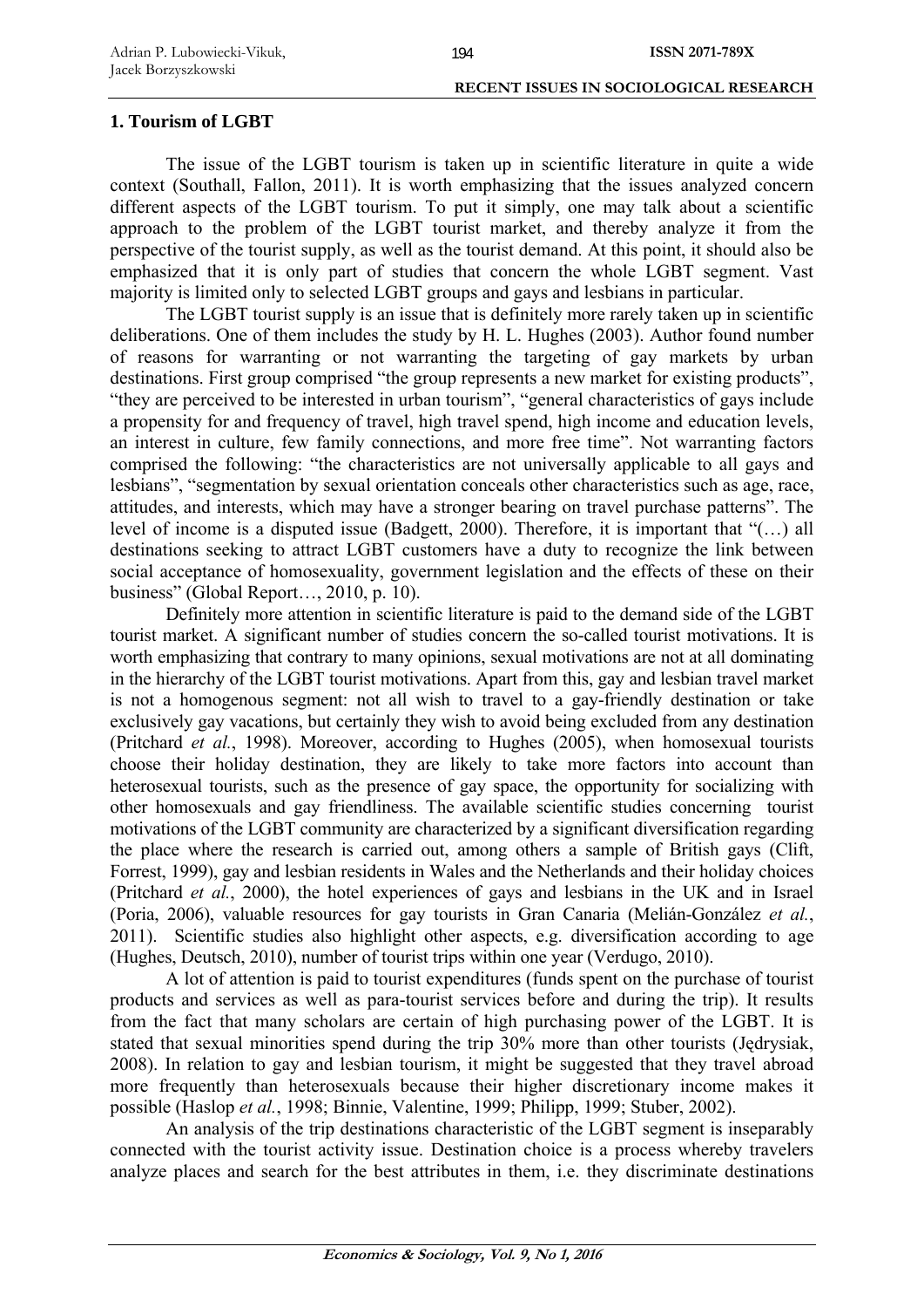## 1. Tourism of LGBT

The issue of the LGBT tourism is taken up in scientific literature in quite a wide context (Southall, Fallon, 2011). It is worth emphasizing that the issues analyzed concern different aspects of the LGBT tourism. To put it simply, one may talk about a scientific approach to the problem of the LGBT tourist market, and thereby analyze it from the perspective of the tourist supply, as well as the tourist demand. At this point, it should also be emphasized that it is only part of studies that concern the whole LGBT segment. Vast majority is limited only to selected LGBT groups and gays and lesbians in particular.

The LGBT tourist supply is an issue that is definitely more rarely taken up in scientific deliberations. One of them includes the study by H. L. Hughes (2003). Author found number of reasons for warranting or not warranting the targeting of gay markets by urban destinations. First group comprised "the group represents a new market for existing products", "they are perceived to be interested in urban tourism", "general characteristics of gays include a propensity for and frequency of travel, high travel spend, high income and education levels, an interest in culture, few family connections, and more free time". Not warranting factors comprised the following: "the characteristics are not universally applicable to all gays and lesbians", "segmentation by sexual orientation conceals other characteristics such as age, race, attitudes, and interests, which may have a stronger bearing on travel purchase patterns". The level of income is a disputed issue (Badgett, 2000). Therefore, it is important that "(…) all destinations seeking to attract LGBT customers have a duty to recognize the link between social acceptance of homosexuality, government legislation and the effects of these on their business" (Global Report…, 2010, p. 10).

Definitely more attention in scientific literature is paid to the demand side of the LGBT tourist market. A significant number of studies concern the so-called tourist motivations. It is worth emphasizing that contrary to many opinions, sexual motivations are not at all dominating in the hierarchy of the LGBT tourist motivations. Apart from this, gay and lesbian travel market is not a homogenous segment: not all wish to travel to a gay-friendly destination or take exclusively gay vacations, but certainly they wish to avoid being excluded from any destination (Pritchard *et al.*, 1998). Moreover, according to Hughes (2005), when homosexual tourists choose their holiday destination, they are likely to take more factors into account than heterosexual tourists, such as the presence of gay space, the opportunity for socializing with other homosexuals and gay friendliness. The available scientific studies concerning tourist motivations of the LGBT community are characterized by a significant diversification regarding the place where the research is carried out, among others a sample of British gays (Clift, Forrest, 1999), gay and lesbian residents in Wales and the Netherlands and their holiday choices (Pritchard *et al.*, 2000), the hotel experiences of gays and lesbians in the UK and in Israel (Poria, 2006), valuable resources for gay tourists in Gran Canaria (Melián-González *et al.*, 2011). Scientific studies also highlight other aspects, e.g. diversification according to age (Hughes, Deutsch, 2010), number of tourist trips within one year (Verdugo, 2010).

A lot of attention is paid to tourist expenditures (funds spent on the purchase of tourist products and services as well as para-tourist services before and during the trip). It results from the fact that many scholars are certain of high purchasing power of the LGBT. It is stated that sexual minorities spend during the trip 30% more than other tourists (Jędrysiak, 2008). In relation to gay and lesbian tourism, it might be suggested that they travel abroad more frequently than heterosexuals because their higher discretionary income makes it possible (Haslop *et al.*, 1998; Binnie, Valentine, 1999; Philipp, 1999; Stuber, 2002).

An analysis of the trip destinations characteristic of the LGBT segment is inseparably connected with the tourist activity issue. Destination choice is a process whereby travelers analyze places and search for the best attributes in them, i.e. they discriminate destinations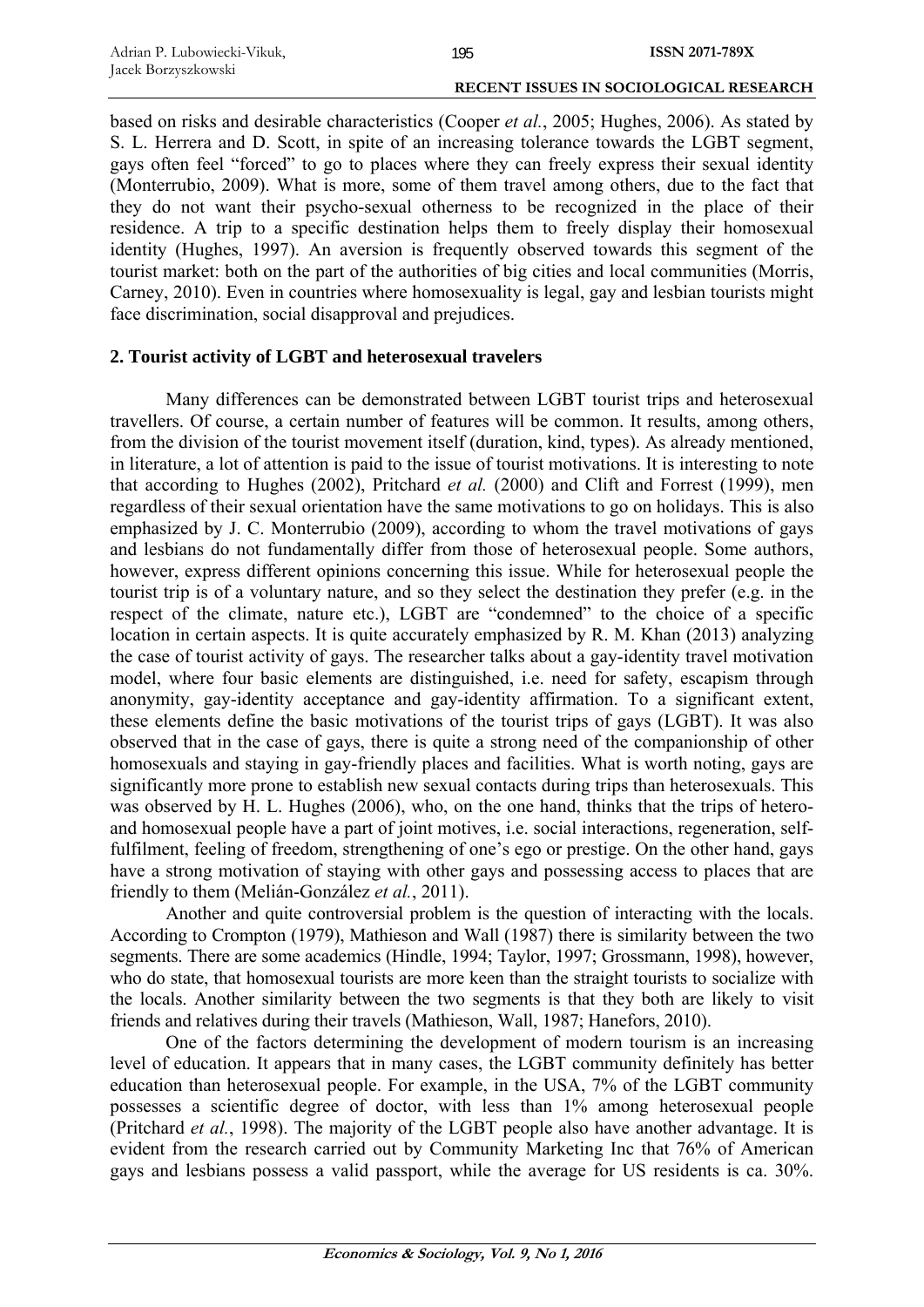based on risks and desirable characteristics (Cooper *et al.*, 2005; Hughes, 2006). As stated by S. L. Herrera and D. Scott, in spite of an increasing tolerance towards the LGBT segment, gays often feel "forced" to go to places where they can freely express their sexual identity (Monterrubio, 2009). What is more, some of them travel among others, due to the fact that they do not want their psycho-sexual otherness to be recognized in the place of their residence. A trip to a specific destination helps them to freely display their homosexual identity (Hughes, 1997). An aversion is frequently observed towards this segment of the tourist market: both on the part of the authorities of big cities and local communities (Morris, Carney, 2010). Even in countries where homosexuality is legal, gay and lesbian tourists might face discrimination, social disapproval and prejudices.

## 2. Tourist activity of LGBT and heterosexual travelers

Many differences can be demonstrated between LGBT tourist trips and heterosexual travellers. Of course, a certain number of features will be common. It results, among others, from the division of the tourist movement itself (duration, kind, types). As already mentioned, in literature, a lot of attention is paid to the issue of tourist motivations. It is interesting to note that according to Hughes (2002), Pritchard *et al.* (2000) and Clift and Forrest (1999), men regardless of their sexual orientation have the same motivations to go on holidays. This is also emphasized by J. C. Monterrubio (2009), according to whom the travel motivations of gays and lesbians do not fundamentally differ from those of heterosexual people. Some authors, however, express different opinions concerning this issue. While for heterosexual people the tourist trip is of a voluntary nature, and so they select the destination they prefer (e.g. in the respect of the climate, nature etc.), LGBT are "condemned" to the choice of a specific location in certain aspects. It is quite accurately emphasized by R. M. Khan (2013) analyzing the case of tourist activity of gays. The researcher talks about a gay-identity travel motivation model, where four basic elements are distinguished, i.e. need for safety, escapism through anonymity, gay-identity acceptance and gay-identity affirmation. To a significant extent, these elements define the basic motivations of the tourist trips of gays (LGBT). It was also observed that in the case of gays, there is quite a strong need of the companionship of other homosexuals and staying in gay-friendly places and facilities. What is worth noting, gays are significantly more prone to establish new sexual contacts during trips than heterosexuals. This was observed by H. L. Hughes (2006), who, on the one hand, thinks that the trips of hetero- and homosexual people have a part of joint motives, i.e. social interactions, regeneration, self-fulfilment, feeling of freedom, strengthening of one's ego or prestige. On the other hand, gays have a strong motivation of staying with other gays and possessing access to places that are friendly to them (Melián-González *et al.*, 2011).

Another and quite controversial problem is the question of interacting with the locals. According to Crompton (1979), Mathieson and Wall (1987) there is similarity between the two segments. There are some academics (Hindle, 1994; Taylor, 1997; Grossmann, 1998), however, who do state, that homosexual tourists are more keen than the straight tourists to socialize with the locals. Another similarity between the two segments is that they both are likely to visit friends and relatives during their travels (Mathieson, Wall, 1987; Hanefors, 2010).

One of the factors determining the development of modern tourism is an increasing level of education. It appears that in many cases, the LGBT community definitely has better education than heterosexual people. For example, in the USA, 7% of the LGBT community possesses a scientific degree of doctor, with less than 1% among heterosexual people (Pritchard *et al.*, 1998). The majority of the LGBT people also have another advantage. It is evident from the research carried out by Community Marketing Inc that 76% of American gays and lesbians possess a valid passport, while the average for US residents is ca. 30%.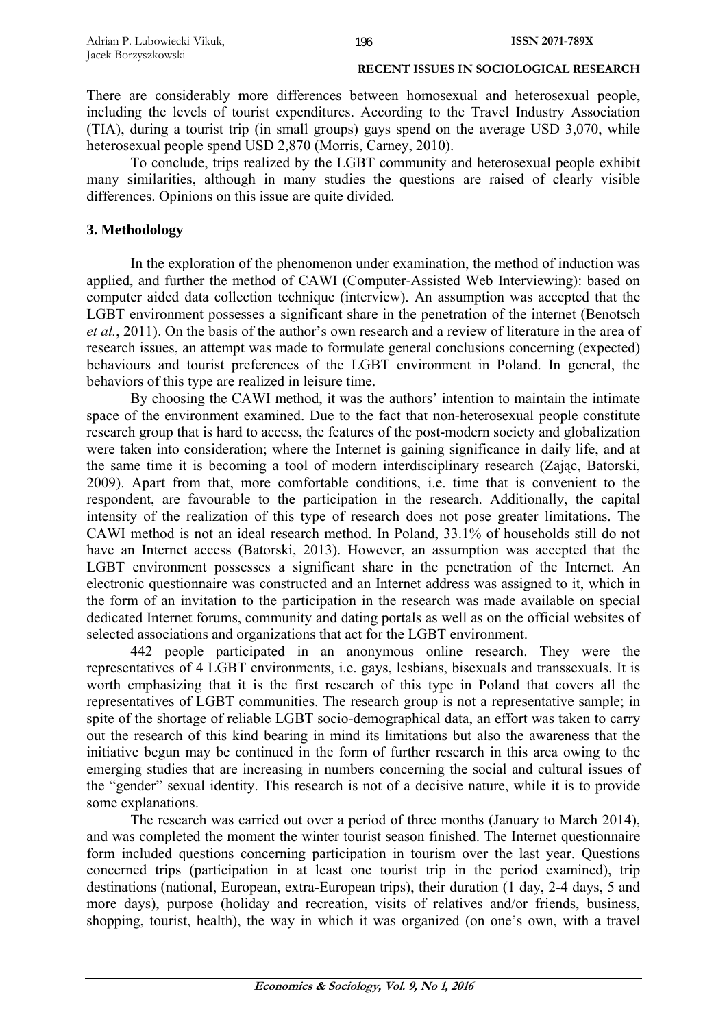There are considerably more differences between homosexual and heterosexual people, including the levels of tourist expenditures. According to the Travel Industry Association (TIA), during a tourist trip (in small groups) gays spend on the average USD 3,070, while heterosexual people spend USD 2,870 (Morris, Carney, 2010).

To conclude, trips realized by the LGBT community and heterosexual people exhibit many similarities, although in many studies the questions are raised of clearly visible differences. Opinions on this issue are quite divided.

## 3. Methodology

In the exploration of the phenomenon under examination, the method of induction was applied, and further the method of CAWI (Computer-Assisted Web Interviewing): based on computer aided data collection technique (interview). An assumption was accepted that the LGBT environment possesses a significant share in the penetration of the internet (Benotsch *et al.*, 2011). On the basis of the author's own research and a review of literature in the area of research issues, an attempt was made to formulate general conclusions concerning (expected) behaviours and tourist preferences of the LGBT environment in Poland. In general, the behaviors of this type are realized in leisure time.

By choosing the CAWI method, it was the authors' intention to maintain the intimate space of the environment examined. Due to the fact that non-heterosexual people constitute research group that is hard to access, the features of the post-modern society and globalization were taken into consideration; where the Internet is gaining significance in daily life, and at the same time it is becoming a tool of modern interdisciplinary research (Zając, Batorski, 2009). Apart from that, more comfortable conditions, i.e. time that is convenient to the respondent, are favourable to the participation in the research. Additionally, the capital intensity of the realization of this type of research does not pose greater limitations. The CAWI method is not an ideal research method. In Poland, 33.1% of households still do not have an Internet access (Batorski, 2013). However, an assumption was accepted that the LGBT environment possesses a significant share in the penetration of the Internet. An electronic questionnaire was constructed and an Internet address was assigned to it, which in the form of an invitation to the participation in the research was made available on special dedicated Internet forums, community and dating portals as well as on the official websites of selected associations and organizations that act for the LGBT environment.

442 people participated in an anonymous online research. They were the representatives of 4 LGBT environments, i.e. gays, lesbians, bisexuals and transsexuals. It is worth emphasizing that it is the first research of this type in Poland that covers all the representatives of LGBT communities. The research group is not a representative sample; in spite of the shortage of reliable LGBT socio-demographical data, an effort was taken to carry out the research of this kind bearing in mind its limitations but also the awareness that the initiative begun may be continued in the form of further research in this area owing to the emerging studies that are increasing in numbers concerning the social and cultural issues of the "gender" sexual identity. This research is not of a decisive nature, while it is to provide some explanations.

The research was carried out over a period of three months (January to March 2014), and was completed the moment the winter tourist season finished. The Internet questionnaire form included questions concerning participation in tourism over the last year. Questions concerned trips (participation in at least one tourist trip in the period examined), trip destinations (national, European, extra-European trips), their duration (1 day, 2-4 days, 5 and more days), purpose (holiday and recreation, visits of relatives and/or friends, business, shopping, tourist, health), the way in which it was organized (on one's own, with a travel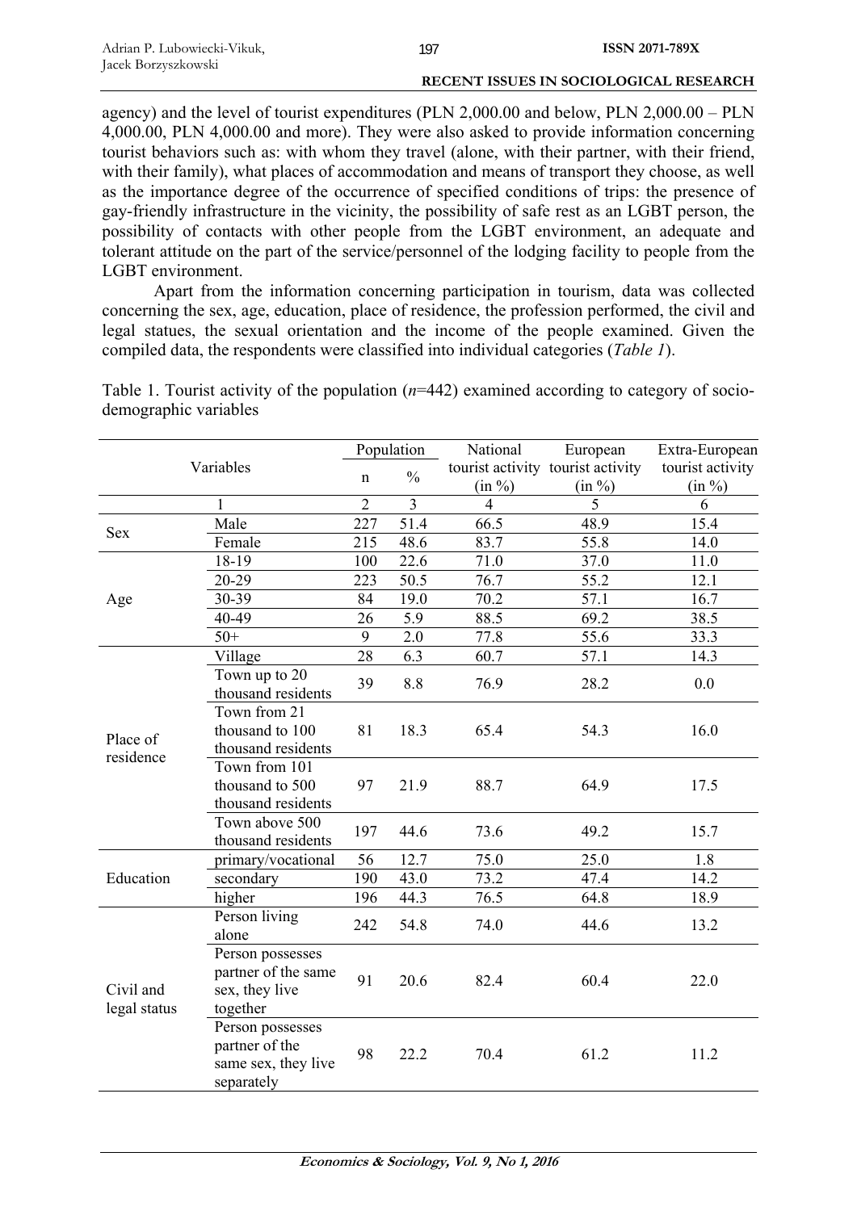agency) and the level of tourist expenditures (PLN 2,000.00 and below, PLN 2,000.00 – PLN 4,000.00, PLN 4,000.00 and more). They were also asked to provide information concerning tourist behaviors such as: with whom they travel (alone, with their partner, with their friend, with their family), what places of accommodation and means of transport they choose, as well as the importance degree of the occurrence of specified conditions of trips: the presence of gay-friendly infrastructure in the vicinity, the possibility of safe rest as an LGBT person, the possibility of contacts with other people from the LGBT environment, an adequate and tolerant attitude on the part of the service/personnel of the lodging facility to people from the LGBT environment.

Apart from the information concerning participation in tourism, data was collected concerning the sex, age, education, place of residence, the profession performed, the civil and legal statues, the sexual orientation and the income of the people examined. Given the compiled data, the respondents were classified into individual categories (*Table 1*).

Table 1. Tourist activity of the population (*n*=442) examined according to category of socio-demographic variables

| Variables | | Population | | National tourist activity (in %) | European tourist activity (in %) | Extra-European tourist activity (in %) |
|---|---|---|---|---|---|---|
| | | n | % | | | |
| | 1 | 2 | 3 | 4 | 5 | 6 |
| Sex | Male | 227 | 51.4 | 66.5 | 48.9 | 15.4 |
| | Female | 215 | 48.6 | 83.7 | 55.8 | 14.0 |
| Age | 18-19 | 100 | 22.6 | 71.0 | 37.0 | 11.0 |
| | 20-29 | 223 | 50.5 | 76.7 | 55.2 | 12.1 |
| | 30-39 | 84 | 19.0 | 70.2 | 57.1 | 16.7 |
| | 40-49 | 26 | 5.9 | 88.5 | 69.2 | 38.5 |
| | 50+ | 9 | 2.0 | 77.8 | 55.6 | 33.3 |
| Place of residence | Village | 28 | 6.3 | 60.7 | 57.1 | 14.3 |
| | Town up to 20 thousand residents | 39 | 8.8 | 76.9 | 28.2 | 0.0 |
| | Town from 21 thousand to 100 thousand residents | 81 | 18.3 | 65.4 | 54.3 | 16.0 |
| | Town from 101 thousand to 500 thousand residents | 97 | 21.9 | 88.7 | 64.9 | 17.5 |
| | Town above 500 thousand residents | 197 | 44.6 | 73.6 | 49.2 | 15.7 |
| Education | primary/vocational | 56 | 12.7 | 75.0 | 25.0 | 1.8 |
| | secondary | 190 | 43.0 | 73.2 | 47.4 | 14.2 |
| | higher | 196 | 44.3 | 76.5 | 64.8 | 18.9 |
| Civil and legal status | Person living alone | 242 | 54.8 | 74.0 | 44.6 | 13.2 |
| | Person possesses partner of the same sex, they live together | 91 | 20.6 | 82.4 | 60.4 | 22.0 |
| | Person possesses partner of the same sex, they live separately | 98 | 22.2 | 70.4 | 61.2 | 11.2 |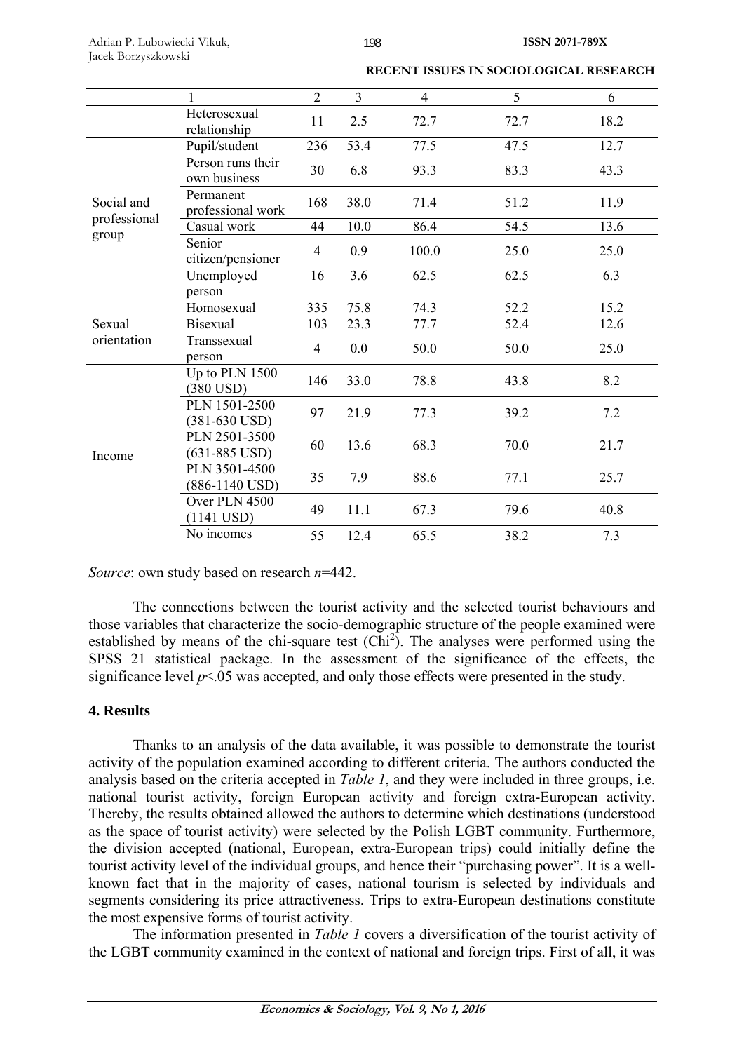| | 1 | 2 | 3 | 4 | 5 | 6 |
|---|---|---|---|---|---|---|
| | Heterosexual relationship | 11 | 2.5 | 72.7 | 72.7 | 18.2 |
| Social and professional group | Pupil/student | 236 | 53.4 | 77.5 | 47.5 | 12.7 |
| | Person runs their own business | 30 | 6.8 | 93.3 | 83.3 | 43.3 |
| | Permanent professional work | 168 | 38.0 | 71.4 | 51.2 | 11.9 |
| | Casual work | 44 | 10.0 | 86.4 | 54.5 | 13.6 |
| | Senior citizen/pensioner | 4 | 0.9 | 100.0 | 25.0 | 25.0 |
| | Unemployed person | 16 | 3.6 | 62.5 | 62.5 | 6.3 |
| Sexual orientation | Homosexual | 335 | 75.8 | 74.3 | 52.2 | 15.2 |
| | Bisexual | 103 | 23.3 | 77.7 | 52.4 | 12.6 |
| | Transsexual person | 4 | 0.0 | 50.0 | 50.0 | 25.0 |
| Income | Up to PLN 1500 (380 USD) | 146 | 33.0 | 78.8 | 43.8 | 8.2 |
| | PLN 1501-2500 (381-630 USD) | 97 | 21.9 | 77.3 | 39.2 | 7.2 |
| | PLN 2501-3500 (631-885 USD) | 60 | 13.6 | 68.3 | 70.0 | 21.7 |
| | PLN 3501-4500 (886-1140 USD) | 35 | 7.9 | 88.6 | 77.1 | 25.7 |
| | Over PLN 4500 (1141 USD) | 49 | 11.1 | 67.3 | 79.6 | 40.8 |
| | No incomes | 55 | 12.4 | 65.5 | 38.2 | 7.3 |

*Source*: own study based on research *n*=442.

The connections between the tourist activity and the selected tourist behaviours and those variables that characterize the socio-demographic structure of the people examined were established by means of the chi-square test ($Chi^2$). The analyses were performed using the SPSS 21 statistical package. In the assessment of the significance of the effects, the significance level $p<.05$ was accepted, and only those effects were presented in the study.

## 4. Results

Thanks to an analysis of the data available, it was possible to demonstrate the tourist activity of the population examined according to different criteria. The authors conducted the analysis based on the criteria accepted in *Table 1*, and they were included in three groups, i.e. national tourist activity, foreign European activity and foreign extra-European activity. Thereby, the results obtained allowed the authors to determine which destinations (understood as the space of tourist activity) were selected by the Polish LGBT community. Furthermore, the division accepted (national, European, extra-European trips) could initially define the tourist activity level of the individual groups, and hence their "purchasing power". It is a well-known fact that in the majority of cases, national tourism is selected by individuals and segments considering its price attractiveness. Trips to extra-European destinations constitute the most expensive forms of tourist activity.

The information presented in *Table 1* covers a diversification of the tourist activity of the LGBT community examined in the context of national and foreign trips. First of all, it was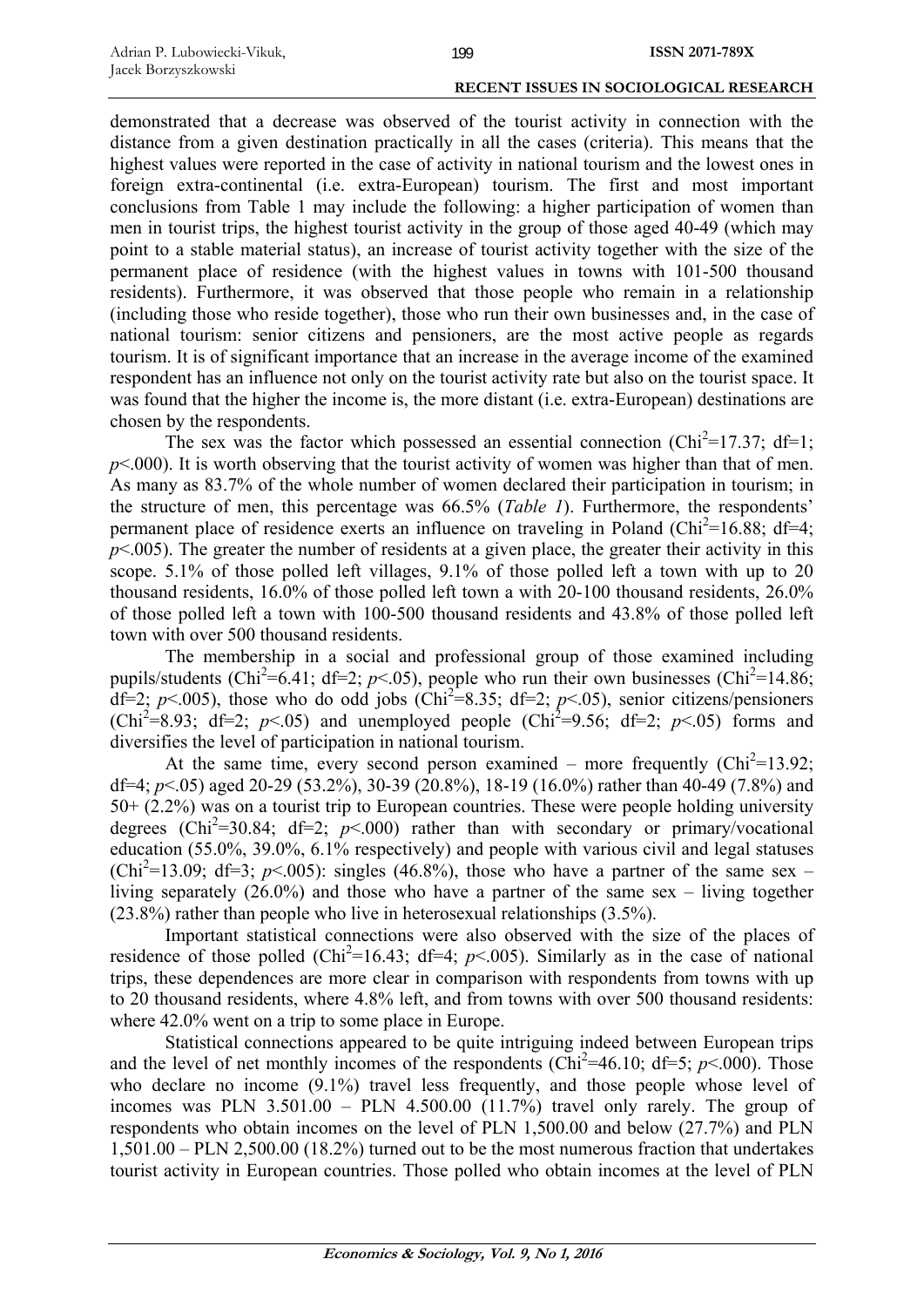demonstrated that a decrease was observed of the tourist activity in connection with the distance from a given destination practically in all the cases (criteria). This means that the highest values were reported in the case of activity in national tourism and the lowest ones in foreign extra-continental (i.e. extra-European) tourism. The first and most important conclusions from Table 1 may include the following: a higher participation of women than men in tourist trips, the highest tourist activity in the group of those aged 40-49 (which may point to a stable material status), an increase of tourist activity together with the size of the permanent place of residence (with the highest values in towns with 101-500 thousand residents). Furthermore, it was observed that those people who remain in a relationship (including those who reside together), those who run their own businesses and, in the case of national tourism: senior citizens and pensioners, are the most active people as regards tourism. It is of significant importance that an increase in the average income of the examined respondent has an influence not only on the tourist activity rate but also on the tourist space. It was found that the higher the income is, the more distant (i.e. extra-European) destinations are chosen by the respondents.

The sex was the factor which possessed an essential connection ($Chi^2$=17.37; df=1; $p$<.000). It is worth observing that the tourist activity of women was higher than that of men. As many as 83.7% of the whole number of women declared their participation in tourism; in the structure of men, this percentage was 66.5% (*Table 1*). Furthermore, the respondents' permanent place of residence exerts an influence on traveling in Poland ($Chi^2$=16.88; df=4; $p$<.005). The greater the number of residents at a given place, the greater their activity in this scope. 5.1% of those polled left villages, 9.1% of those polled left a town with up to 20 thousand residents, 16.0% of those polled left town a with 20-100 thousand residents, 26.0% of those polled left a town with 100-500 thousand residents and 43.8% of those polled left town with over 500 thousand residents.

The membership in a social and professional group of those examined including pupils/students ($Chi^2$=6.41; df=2; $p$<.05), people who run their own businesses ($Chi^2$=14.86; df=2; $p$<.005), those who do odd jobs ($Chi^2$=8.35; df=2; $p$<.05), senior citizens/pensioners ($Chi^2$=8.93; df=2; $p$<.05) and unemployed people ($Chi^2$=9.56; df=2; $p$<.05) forms and diversifies the level of participation in national tourism.

At the same time, every second person examined – more frequently ($Chi^2$=13.92; df=4; $p$<.05) aged 20-29 (53.2%), 30-39 (20.8%), 18-19 (16.0%) rather than 40-49 (7.8%) and 50+ (2.2%) was on a tourist trip to European countries. These were people holding university degrees ($Chi^2$=30.84; df=2; $p$<.000) rather than with secondary or primary/vocational education (55.0%, 39.0%, 6.1% respectively) and people with various civil and legal statuses ($Chi^2$=13.09; df=3; $p$<.005): singles (46.8%), those who have a partner of the same sex – living separately (26.0%) and those who have a partner of the same sex – living together (23.8%) rather than people who live in heterosexual relationships (3.5%).

Important statistical connections were also observed with the size of the places of residence of those polled ($Chi^2$=16.43; df=4; $p$<.005). Similarly as in the case of national trips, these dependences are more clear in comparison with respondents from towns with up to 20 thousand residents, where 4.8% left, and from towns with over 500 thousand residents: where 42.0% went on a trip to some place in Europe.

Statistical connections appeared to be quite intriguing indeed between European trips and the level of net monthly incomes of the respondents ($Chi^2$=46.10; df=5; $p$<.000). Those who declare no income (9.1%) travel less frequently, and those people whose level of incomes was PLN 3.501.00 – PLN 4.500.00 (11.7%) travel only rarely. The group of respondents who obtain incomes on the level of PLN 1,500.00 and below (27.7%) and PLN 1,501.00 – PLN 2,500.00 (18.2%) turned out to be the most numerous fraction that undertakes tourist activity in European countries. Those polled who obtain incomes at the level of PLN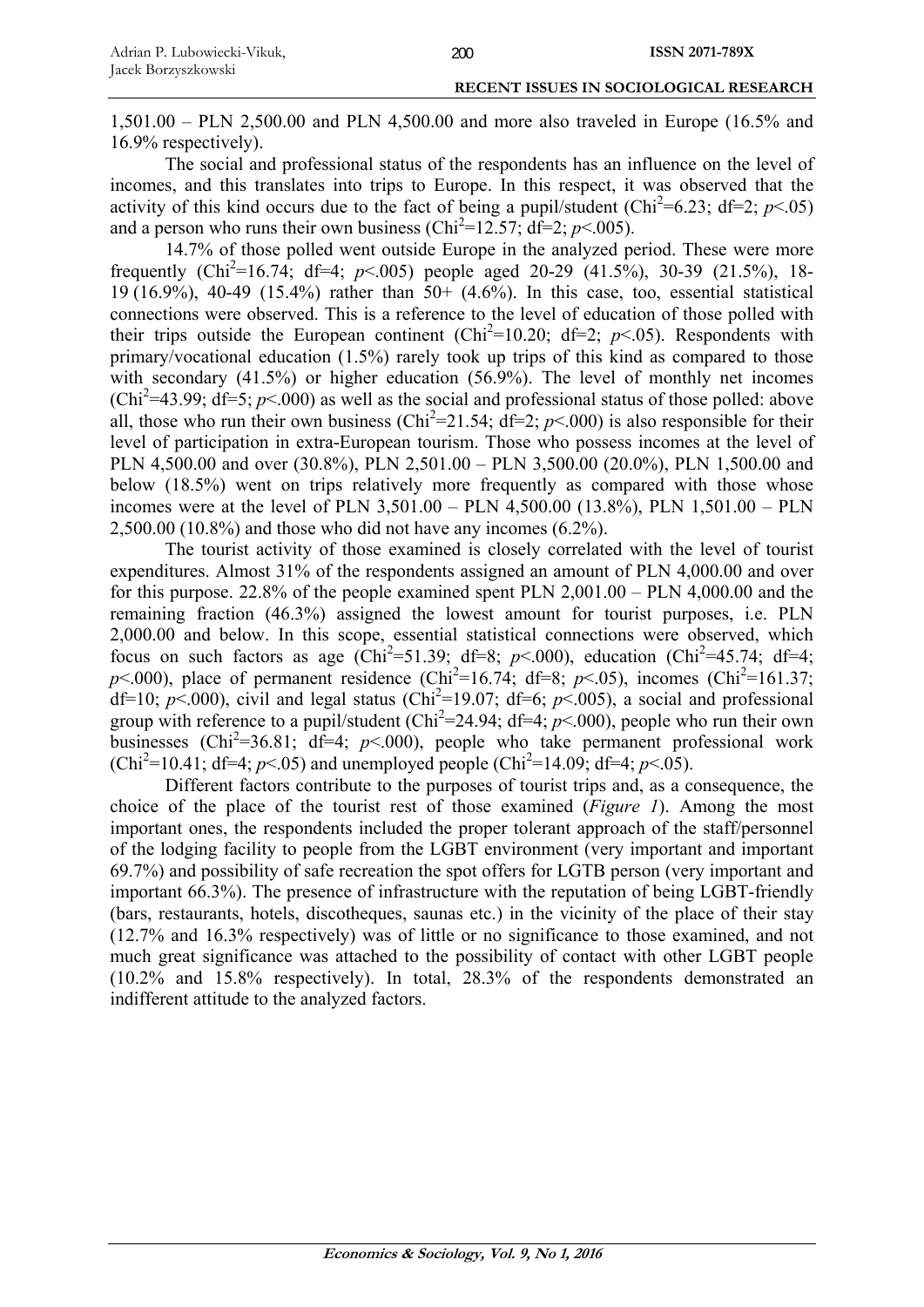1,501.00 – PLN 2,500.00 and PLN 4,500.00 and more also traveled in Europe (16.5% and 16.9% respectively).

The social and professional status of the respondents has an influence on the level of incomes, and this translates into trips to Europe. In this respect, it was observed that the activity of this kind occurs due to the fact of being a pupil/student ($Chi^2$=6.23; df=2; $p$<.05) and a person who runs their own business ($Chi^2$=12.57; df=2; $p$<.005).

14.7% of those polled went outside Europe in the analyzed period. These were more frequently ($Chi^2$=16.74; df=4; $p$<.005) people aged 20-29 (41.5%), 30-39 (21.5%), 18-19 (16.9%), 40-49 (15.4%) rather than 50+ (4.6%). In this case, too, essential statistical connections were observed. This is a reference to the level of education of those polled with their trips outside the European continent ($Chi^2$=10.20; df=2; $p$<.05). Respondents with primary/vocational education (1.5%) rarely took up trips of this kind as compared to those with secondary (41.5%) or higher education (56.9%). The level of monthly net incomes ($Chi^2$=43.99; df=5; $p$<.000) as well as the social and professional status of those polled: above all, those who run their own business ($Chi^2$=21.54; df=2; $p$<.000) is also responsible for their level of participation in extra-European tourism. Those who possess incomes at the level of PLN 4,500.00 and over (30.8%), PLN 2,501.00 – PLN 3,500.00 (20.0%), PLN 1,500.00 and below (18.5%) went on trips relatively more frequently as compared with those whose incomes were at the level of PLN 3,501.00 – PLN 4,500.00 (13.8%), PLN 1,501.00 – PLN 2,500.00 (10.8%) and those who did not have any incomes (6.2%).

The tourist activity of those examined is closely correlated with the level of tourist expenditures. Almost 31% of the respondents assigned an amount of PLN 4,000.00 and over for this purpose. 22.8% of the people examined spent PLN 2,001.00 – PLN 4,000.00 and the remaining fraction (46.3%) assigned the lowest amount for tourist purposes, i.e. PLN 2,000.00 and below. In this scope, essential statistical connections were observed, which focus on such factors as age ($Chi^2$=51.39; df=8; $p$<.000), education ($Chi^2$=45.74; df=4; $p$<.000), place of permanent residence ($Chi^2$=16.74; df=8; $p$<.05), incomes ($Chi^2$=161.37; df=10; $p$<.000), civil and legal status ($Chi^2$=19.07; df=6; $p$<.005), a social and professional group with reference to a pupil/student ($Chi^2$=24.94; df=4; $p$<.000), people who run their own businesses ($Chi^2$=36.81; df=4; $p$<.000), people who take permanent professional work ($Chi^2$=10.41; df=4; $p$<.05) and unemployed people ($Chi^2$=14.09; df=4; $p$<.05).

Different factors contribute to the purposes of tourist trips and, as a consequence, the choice of the place of the tourist rest of those examined (*Figure 1*). Among the most important ones, the respondents included the proper tolerant approach of the staff/personnel of the lodging facility to people from the LGBT environment (very important and important 69.7%) and possibility of safe recreation the spot offers for LGTB person (very important and important 66.3%). The presence of infrastructure with the reputation of being LGBT-friendly (bars, restaurants, hotels, discotheques, saunas etc.) in the vicinity of the place of their stay (12.7% and 16.3% respectively) was of little or no significance to those examined, and not much great significance was attached to the possibility of contact with other LGBT people (10.2% and 15.8% respectively). In total, 28.3% of the respondents demonstrated an indifferent attitude to the analyzed factors.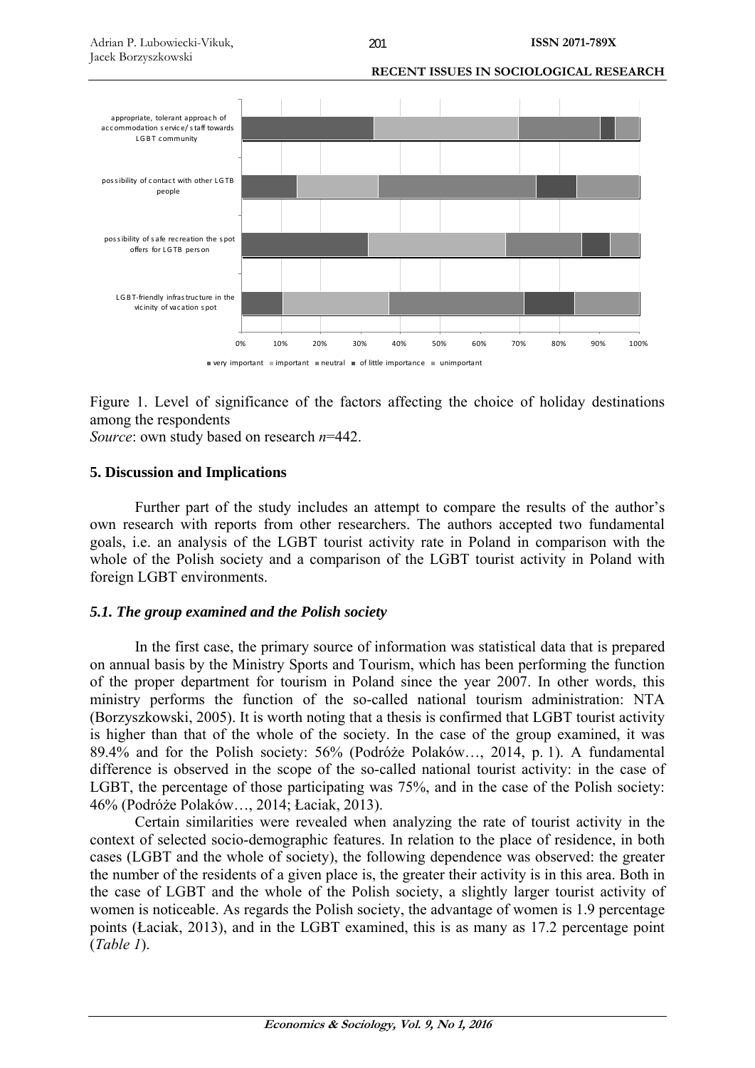Figure 1. Level of significance of the factors affecting the choice of holiday destinations among the respondents

*Source*: own study based on research *n*=442.

## 5. Discussion and Implications

Further part of the study includes an attempt to compare the results of the author's own research with reports from other researchers. The authors accepted two fundamental goals, i.e. an analysis of the LGBT tourist activity rate in Poland in comparison with the whole of the Polish society and a comparison of the LGBT tourist activity in Poland with foreign LGBT environments.

### *5.1. The group examined and the Polish society*

In the first case, the primary source of information was statistical data that is prepared on annual basis by the Ministry Sports and Tourism, which has been performing the function of the proper department for tourism in Poland since the year 2007. In other words, this ministry performs the function of the so-called national tourism administration: NTA (Borzyszkowski, 2005). It is worth noting that a thesis is confirmed that LGBT tourist activity is higher than that of the whole of the society. In the case of the group examined, it was 89.4% and for the Polish society: 56% (Podróże Polaków…, 2014, p. 1). A fundamental difference is observed in the scope of the so-called national tourist activity: in the case of LGBT, the percentage of those participating was 75%, and in the case of the Polish society: 46% (Podróże Polaków…, 2014; Łaciak, 2013).

Certain similarities were revealed when analyzing the rate of tourist activity in the context of selected socio-demographic features. In relation to the place of residence, in both cases (LGBT and the whole of society), the following dependence was observed: the greater the number of the residents of a given place is, the greater their activity is in this area. Both in the case of LGBT and the whole of the Polish society, a slightly larger tourist activity of women is noticeable. As regards the Polish society, the advantage of women is 1.9 percentage points (Łaciak, 2013), and in the LGBT examined, this is as many as 17.2 percentage point (*Table 1*).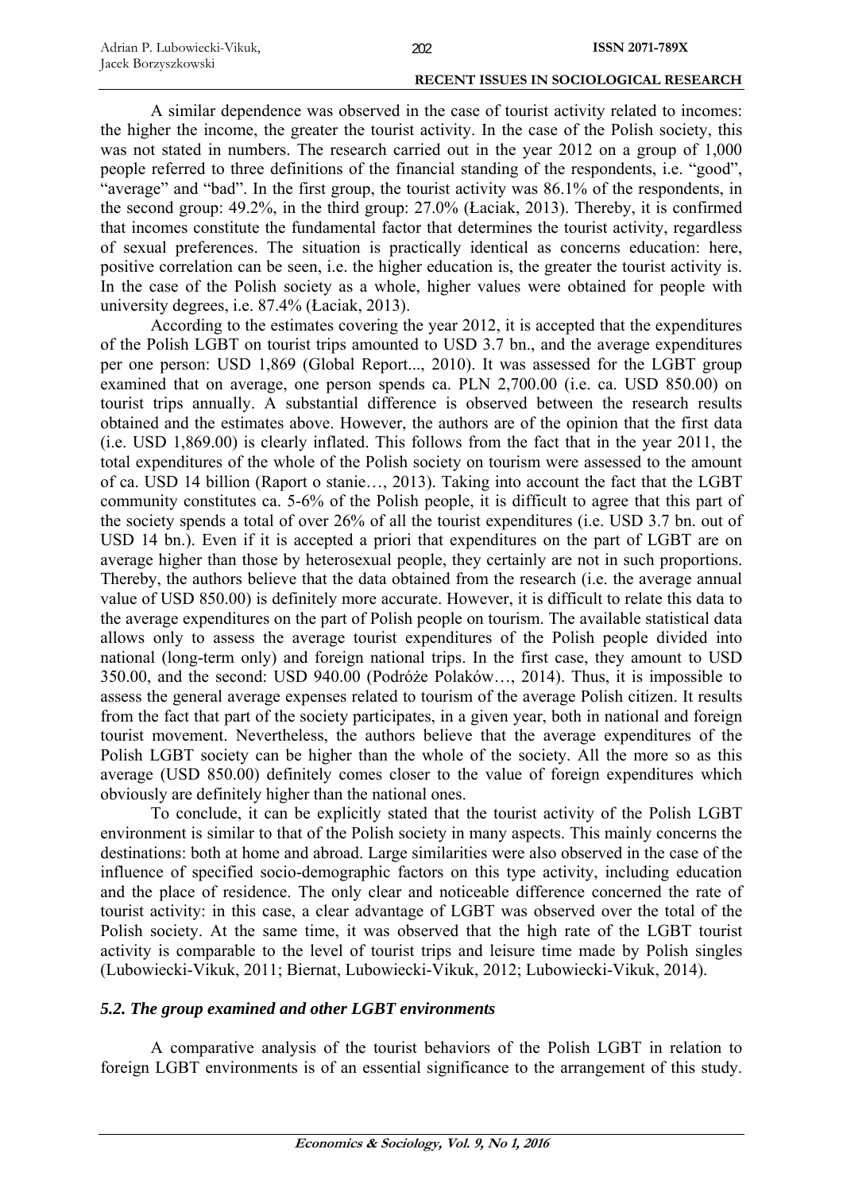A similar dependence was observed in the case of tourist activity related to incomes: the higher the income, the greater the tourist activity. In the case of the Polish society, this was not stated in numbers. The research carried out in the year 2012 on a group of 1,000 people referred to three definitions of the financial standing of the respondents, i.e. "good", "average" and "bad". In the first group, the tourist activity was 86.1% of the respondents, in the second group: 49.2%, in the third group: 27.0% (Łaciak, 2013). Thereby, it is confirmed that incomes constitute the fundamental factor that determines the tourist activity, regardless of sexual preferences. The situation is practically identical as concerns education: here, positive correlation can be seen, i.e. the higher education is, the greater the tourist activity is. In the case of the Polish society as a whole, higher values were obtained for people with university degrees, i.e. 87.4% (Łaciak, 2013).

According to the estimates covering the year 2012, it is accepted that the expenditures of the Polish LGBT on tourist trips amounted to USD 3.7 bn., and the average expenditures per one person: USD 1,869 (Global Report..., 2010). It was assessed for the LGBT group examined that on average, one person spends ca. PLN 2,700.00 (i.e. ca. USD 850.00) on tourist trips annually. A substantial difference is observed between the research results obtained and the estimates above. However, the authors are of the opinion that the first data (i.e. USD 1,869.00) is clearly inflated. This follows from the fact that in the year 2011, the total expenditures of the whole of the Polish society on tourism were assessed to the amount of ca. USD 14 billion (Raport o stanie…, 2013). Taking into account the fact that the LGBT community constitutes ca. 5-6% of the Polish people, it is difficult to agree that this part of the society spends a total of over 26% of all the tourist expenditures (i.e. USD 3.7 bn. out of USD 14 bn.). Even if it is accepted a priori that expenditures on the part of LGBT are on average higher than those by heterosexual people, they certainly are not in such proportions. Thereby, the authors believe that the data obtained from the research (i.e. the average annual value of USD 850.00) is definitely more accurate. However, it is difficult to relate this data to the average expenditures on the part of Polish people on tourism. The available statistical data allows only to assess the average tourist expenditures of the Polish people divided into national (long-term only) and foreign national trips. In the first case, they amount to USD 350.00, and the second: USD 940.00 (Podróże Polaków…, 2014). Thus, it is impossible to assess the general average expenses related to tourism of the average Polish citizen. It results from the fact that part of the society participates, in a given year, both in national and foreign tourist movement. Nevertheless, the authors believe that the average expenditures of the Polish LGBT society can be higher than the whole of the society. All the more so as this average (USD 850.00) definitely comes closer to the value of foreign expenditures which obviously are definitely higher than the national ones.

To conclude, it can be explicitly stated that the tourist activity of the Polish LGBT environment is similar to that of the Polish society in many aspects. This mainly concerns the destinations: both at home and abroad. Large similarities were also observed in the case of the influence of specified socio-demographic factors on this type activity, including education and the place of residence. The only clear and noticeable difference concerned the rate of tourist activity: in this case, a clear advantage of LGBT was observed over the total of the Polish society. At the same time, it was observed that the high rate of the LGBT tourist activity is comparable to the level of tourist trips and leisure time made by Polish singles (Lubowiecki-Vikuk, 2011; Biernat, Lubowiecki-Vikuk, 2012; Lubowiecki-Vikuk, 2014).

### *5.2. The group examined and other LGBT environments*

A comparative analysis of the tourist behaviors of the Polish LGBT in relation to foreign LGBT environments is of an essential significance to the arrangement of this study.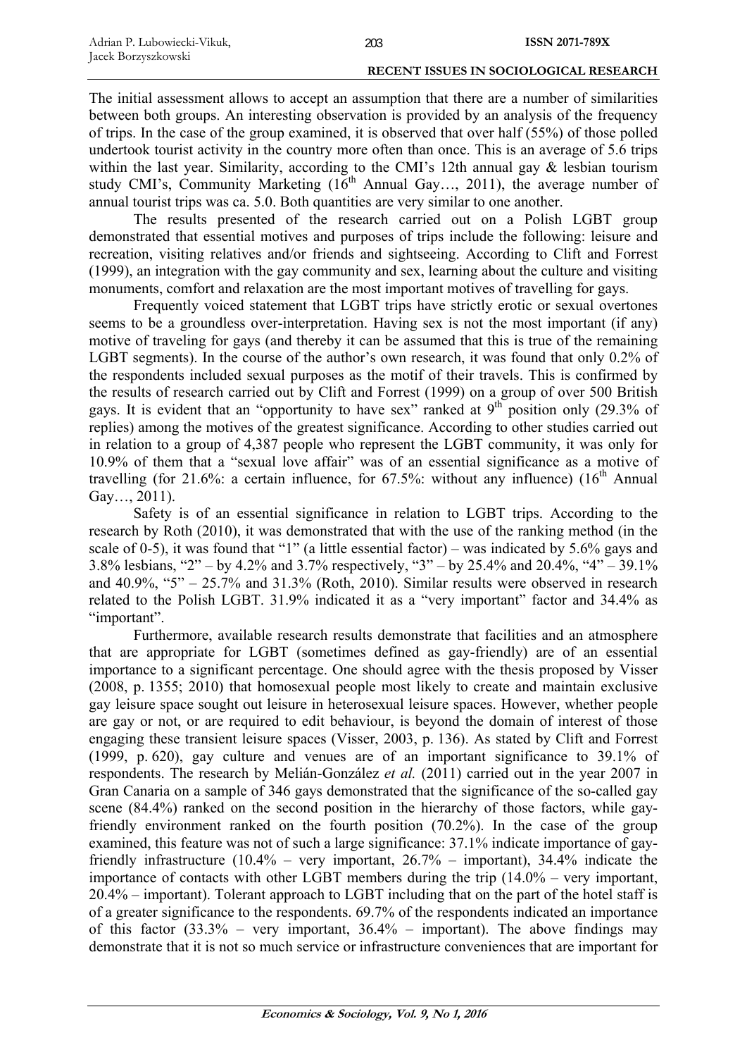The initial assessment allows to accept an assumption that there are a number of similarities between both groups. An interesting observation is provided by an analysis of the frequency of trips. In the case of the group examined, it is observed that over half (55%) of those polled undertook tourist activity in the country more often than once. This is an average of 5.6 trips within the last year. Similarity, according to the CMI's 12th annual gay & lesbian tourism study CMI's, Community Marketing (16th Annual Gay…, 2011), the average number of annual tourist trips was ca. 5.0. Both quantities are very similar to one another.

The results presented of the research carried out on a Polish LGBT group demonstrated that essential motives and purposes of trips include the following: leisure and recreation, visiting relatives and/or friends and sightseeing. According to Clift and Forrest (1999), an integration with the gay community and sex, learning about the culture and visiting monuments, comfort and relaxation are the most important motives of travelling for gays.

Frequently voiced statement that LGBT trips have strictly erotic or sexual overtones seems to be a groundless over-interpretation. Having sex is not the most important (if any) motive of traveling for gays (and thereby it can be assumed that this is true of the remaining LGBT segments). In the course of the author's own research, it was found that only 0.2% of the respondents included sexual purposes as the motif of their travels. This is confirmed by the results of research carried out by Clift and Forrest (1999) on a group of over 500 British gays. It is evident that an "opportunity to have sex" ranked at 9th position only (29.3% of replies) among the motives of the greatest significance. According to other studies carried out in relation to a group of 4,387 people who represent the LGBT community, it was only for 10.9% of them that a "sexual love affair" was of an essential significance as a motive of travelling (for 21.6%: a certain influence, for 67.5%: without any influence) (16th Annual Gay…, 2011).

Safety is of an essential significance in relation to LGBT trips. According to the research by Roth (2010), it was demonstrated that with the use of the ranking method (in the scale of 0-5), it was found that "1" (a little essential factor) – was indicated by 5.6% gays and 3.8% lesbians, "2" – by 4.2% and 3.7% respectively, "3" – by 25.4% and 20.4%, "4" – 39.1% and 40.9%, "5" – 25.7% and 31.3% (Roth, 2010). Similar results were observed in research related to the Polish LGBT. 31.9% indicated it as a "very important" factor and 34.4% as "important".

Furthermore, available research results demonstrate that facilities and an atmosphere that are appropriate for LGBT (sometimes defined as gay-friendly) are of an essential importance to a significant percentage. One should agree with the thesis proposed by Visser (2008, p. 1355; 2010) that homosexual people most likely to create and maintain exclusive gay leisure space sought out leisure in heterosexual leisure spaces. However, whether people are gay or not, or are required to edit behaviour, is beyond the domain of interest of those engaging these transient leisure spaces (Visser, 2003, p. 136). As stated by Clift and Forrest (1999, p. 620), gay culture and venues are of an important significance to 39.1% of respondents. The research by Melián-González *et al.* (2011) carried out in the year 2007 in Gran Canaria on a sample of 346 gays demonstrated that the significance of the so-called gay scene (84.4%) ranked on the second position in the hierarchy of those factors, while gay-friendly environment ranked on the fourth position (70.2%). In the case of the group examined, this feature was not of such a large significance: 37.1% indicate importance of gay-friendly infrastructure (10.4% – very important, 26.7% – important), 34.4% indicate the importance of contacts with other LGBT members during the trip (14.0% – very important, 20.4% – important). Tolerant approach to LGBT including that on the part of the hotel staff is of a greater significance to the respondents. 69.7% of the respondents indicated an importance of this factor (33.3% – very important, 36.4% – important). The above findings may demonstrate that it is not so much service or infrastructure conveniences that are important for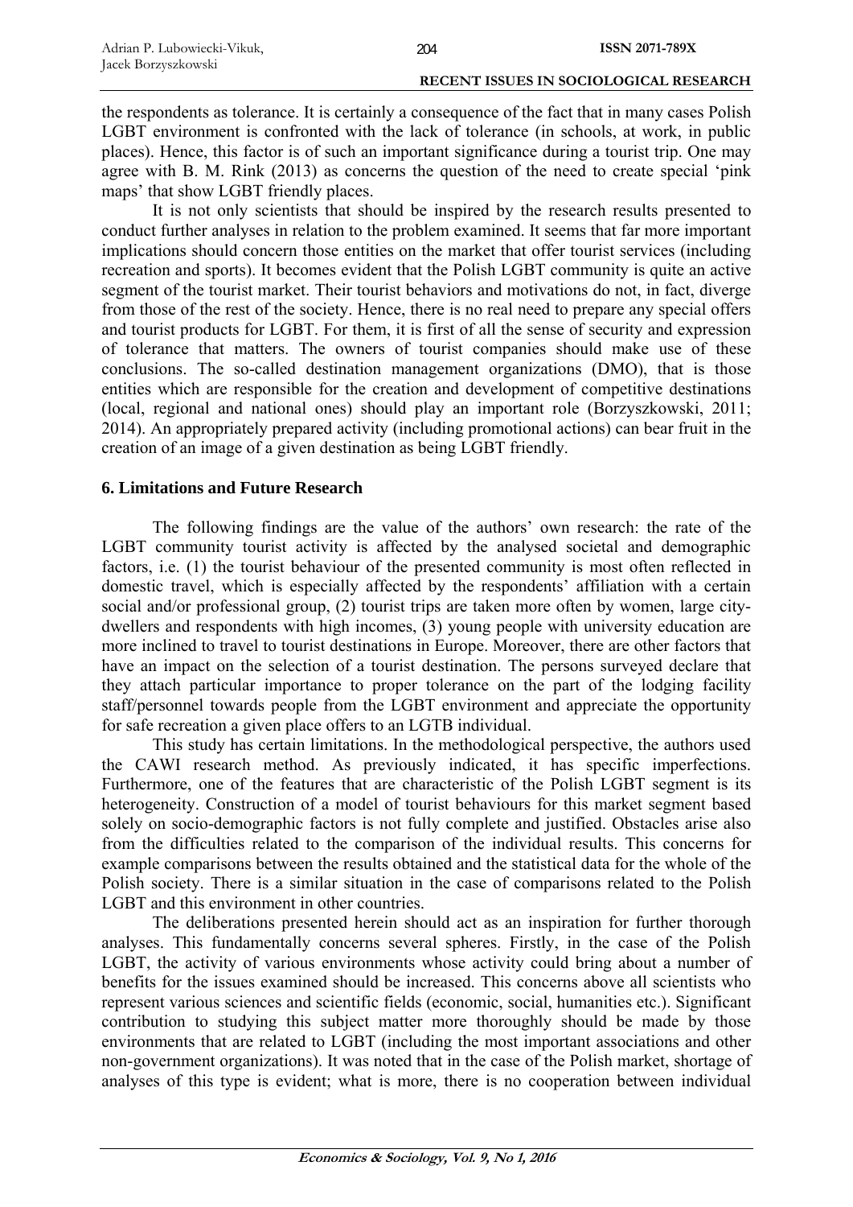the respondents as tolerance. It is certainly a consequence of the fact that in many cases Polish LGBT environment is confronted with the lack of tolerance (in schools, at work, in public places). Hence, this factor is of such an important significance during a tourist trip. One may agree with B. M. Rink (2013) as concerns the question of the need to create special 'pink maps' that show LGBT friendly places.

It is not only scientists that should be inspired by the research results presented to conduct further analyses in relation to the problem examined. It seems that far more important implications should concern those entities on the market that offer tourist services (including recreation and sports). It becomes evident that the Polish LGBT community is quite an active segment of the tourist market. Their tourist behaviors and motivations do not, in fact, diverge from those of the rest of the society. Hence, there is no real need to prepare any special offers and tourist products for LGBT. For them, it is first of all the sense of security and expression of tolerance that matters. The owners of tourist companies should make use of these conclusions. The so-called destination management organizations (DMO), that is those entities which are responsible for the creation and development of competitive destinations (local, regional and national ones) should play an important role (Borzyszkowski, 2011; 2014). An appropriately prepared activity (including promotional actions) can bear fruit in the creation of an image of a given destination as being LGBT friendly.

## 6. Limitations and Future Research

The following findings are the value of the authors' own research: the rate of the LGBT community tourist activity is affected by the analysed societal and demographic factors, i.e. (1) the tourist behaviour of the presented community is most often reflected in domestic travel, which is especially affected by the respondents' affiliation with a certain social and/or professional group, (2) tourist trips are taken more often by women, large city-dwellers and respondents with high incomes, (3) young people with university education are more inclined to travel to tourist destinations in Europe. Moreover, there are other factors that have an impact on the selection of a tourist destination. The persons surveyed declare that they attach particular importance to proper tolerance on the part of the lodging facility staff/personnel towards people from the LGBT environment and appreciate the opportunity for safe recreation a given place offers to an LGTB individual.

This study has certain limitations. In the methodological perspective, the authors used the CAWI research method. As previously indicated, it has specific imperfections. Furthermore, one of the features that are characteristic of the Polish LGBT segment is its heterogeneity. Construction of a model of tourist behaviours for this market segment based solely on socio-demographic factors is not fully complete and justified. Obstacles arise also from the difficulties related to the comparison of the individual results. This concerns for example comparisons between the results obtained and the statistical data for the whole of the Polish society. There is a similar situation in the case of comparisons related to the Polish LGBT and this environment in other countries.

The deliberations presented herein should act as an inspiration for further thorough analyses. This fundamentally concerns several spheres. Firstly, in the case of the Polish LGBT, the activity of various environments whose activity could bring about a number of benefits for the issues examined should be increased. This concerns above all scientists who represent various sciences and scientific fields (economic, social, humanities etc.). Significant contribution to studying this subject matter more thoroughly should be made by those environments that are related to LGBT (including the most important associations and other non-government organizations). It was noted that in the case of the Polish market, shortage of analyses of this type is evident; what is more, there is no cooperation between individual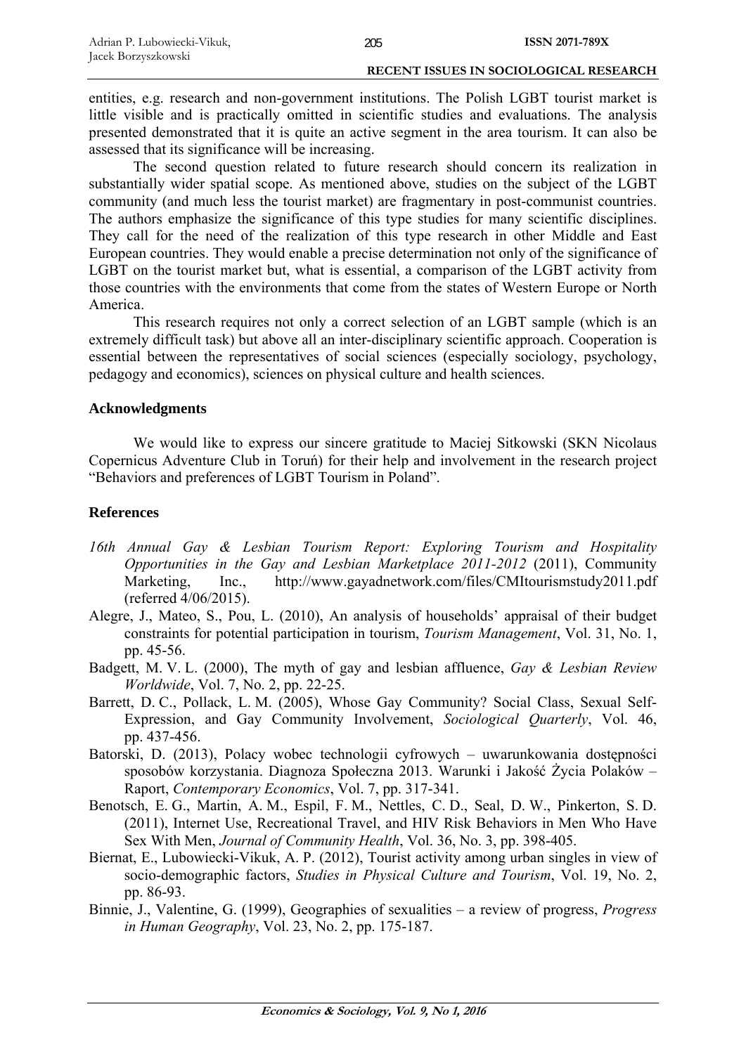entities, e.g. research and non-government institutions. The Polish LGBT tourist market is little visible and is practically omitted in scientific studies and evaluations. The analysis presented demonstrated that it is quite an active segment in the area tourism. It can also be assessed that its significance will be increasing.

The second question related to future research should concern its realization in substantially wider spatial scope. As mentioned above, studies on the subject of the LGBT community (and much less the tourist market) are fragmentary in post-communist countries. The authors emphasize the significance of this type studies for many scientific disciplines. They call for the need of the realization of this type research in other Middle and East European countries. They would enable a precise determination not only of the significance of LGBT on the tourist market but, what is essential, a comparison of the LGBT activity from those countries with the environments that come from the states of Western Europe or North America.

This research requires not only a correct selection of an LGBT sample (which is an extremely difficult task) but above all an inter-disciplinary scientific approach. Cooperation is essential between the representatives of social sciences (especially sociology, psychology, pedagogy and economics), sciences on physical culture and health sciences.

## Acknowledgments

We would like to express our sincere gratitude to Maciej Sitkowski (SKN Nicolaus Copernicus Adventure Club in Toruń) for their help and involvement in the research project "Behaviors and preferences of LGBT Tourism in Poland".

## References

*16th Annual Gay & Lesbian Tourism Report: Exploring Tourism and Hospitality Opportunities in the Gay and Lesbian Marketplace 2011-2012* (2011), Community Marketing, Inc., http://www.gayadnetwork.com/files/CMItourismstudy2011.pdf (referred 4/06/2015).

Alegre, J., Mateo, S., Pou, L. (2010), An analysis of households' appraisal of their budget constraints for potential participation in tourism, *Tourism Management*, Vol. 31, No. 1, pp. 45-56.

Badgett, M. V. L. (2000), The myth of gay and lesbian affluence, *Gay & Lesbian Review Worldwide*, Vol. 7, No. 2, pp. 22-25.

Barrett, D. C., Pollack, L. M. (2005), Whose Gay Community? Social Class, Sexual Self-Expression, and Gay Community Involvement, *Sociological Quarterly*, Vol. 46, pp. 437-456.

Batorski, D. (2013), Polacy wobec technologii cyfrowych – uwarunkowania dostępności sposobów korzystania. Diagnoza Społeczna 2013. Warunki i Jakość Życia Polaków – Raport, *Contemporary Economics*, Vol. 7, pp. 317-341.

Benotsch, E. G., Martin, A. M., Espil, F. M., Nettles, C. D., Seal, D. W., Pinkerton, S. D. (2011), Internet Use, Recreational Travel, and HIV Risk Behaviors in Men Who Have Sex With Men, *Journal of Community Health*, Vol. 36, No. 3, pp. 398-405.

Biernat, E., Lubowiecki-Vikuk, A. P. (2012), Tourist activity among urban singles in view of socio-demographic factors, *Studies in Physical Culture and Tourism*, Vol. 19, No. 2, pp. 86-93.

Binnie, J., Valentine, G. (1999), Geographies of sexualities – a review of progress, *Progress in Human Geography*, Vol. 23, No. 2, pp. 175-187.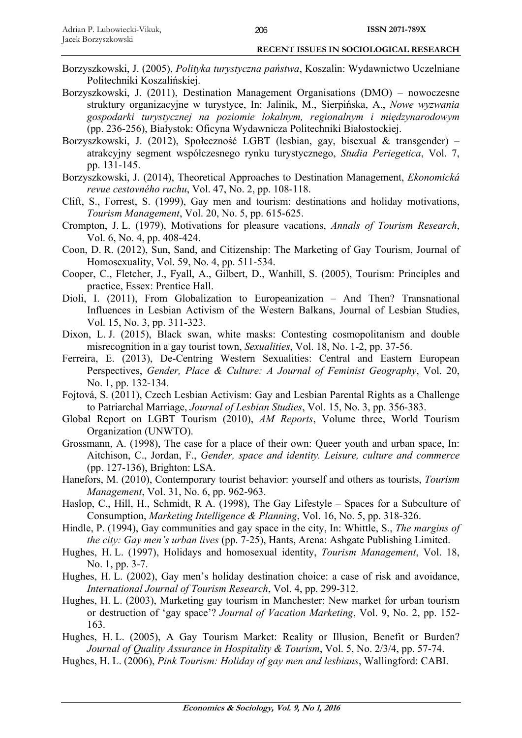Borzyszkowski, J. (2005), *Polityka turystyczna państwa*, Koszalin: Wydawnictwo Uczelniane Politechniki Koszalińskiej.

Borzyszkowski, J. (2011), Destination Management Organisations (DMO) – nowoczesne struktury organizacyjne w turystyce, In: Jalinik, M., Sierpińska, A., *Nowe wyzwania gospodarki turystycznej na poziomie lokalnym, regionalnym i międzynarodowym* (pp. 236-256), Białystok: Oficyna Wydawnicza Politechniki Białostockiej.

Borzyszkowski, J. (2012), Społeczność LGBT (lesbian, gay, bisexual & transgender) – atrakcyjny segment współczesnego rynku turystycznego, *Studia Periegetica*, Vol. 7, pp. 131-145.

Borzyszkowski, J. (2014), Theoretical Approaches to Destination Management, *Ekonomická revue cestovného ruchu*, Vol. 47, No. 2, pp. 108-118.

Clift, S., Forrest, S. (1999), Gay men and tourism: destinations and holiday motivations, *Tourism Management*, Vol. 20, No. 5, pp. 615-625.

Crompton, J. L. (1979), Motivations for pleasure vacations, *Annals of Tourism Research*, Vol. 6, No. 4, pp. 408-424.

Coon, D. R. (2012), Sun, Sand, and Citizenship: The Marketing of Gay Tourism, Journal of Homosexuality, Vol. 59, No. 4, pp. 511-534.

Cooper, C., Fletcher, J., Fyall, A., Gilbert, D., Wanhill, S. (2005), Tourism: Principles and practice, Essex: Prentice Hall.

Dioli, I. (2011), From Globalization to Europeanization – And Then? Transnational Influences in Lesbian Activism of the Western Balkans, Journal of Lesbian Studies, Vol. 15, No. 3, pp. 311-323.

Dixon, L. J. (2015), Black swan, white masks: Contesting cosmopolitanism and double misrecognition in a gay tourist town, *Sexualities*, Vol. 18, No. 1-2, pp. 37-56.

Ferreira, E. (2013), De-Centring Western Sexualities: Central and Eastern European Perspectives, *Gender, Place & Culture: A Journal of Feminist Geography*, Vol. 20, No. 1, pp. 132-134.

Fojtová, S. (2011), Czech Lesbian Activism: Gay and Lesbian Parental Rights as a Challenge to Patriarchal Marriage, *Journal of Lesbian Studies*, Vol. 15, No. 3, pp. 356-383.

Global Report on LGBT Tourism (2010), *AM Reports*, Volume three, World Tourism Organization (UNWTO).

Grossmann, A. (1998), The case for a place of their own: Queer youth and urban space, In: Aitchison, C., Jordan, F., *Gender, space and identity. Leisure, culture and commerce* (pp. 127-136), Brighton: LSA.

Hanefors, M. (2010), Contemporary tourist behavior: yourself and others as tourists, *Tourism Management*, Vol. 31, No. 6, pp. 962-963.

Haslop, C., Hill, H., Schmidt, R A. (1998), The Gay Lifestyle – Spaces for a Subculture of Consumption, *Marketing Intelligence & Planning*, Vol. 16, No. 5, pp. 318-326.

Hindle, P. (1994), Gay communities and gay space in the city, In: Whittle, S., *The margins of the city: Gay men's urban lives* (pp. 7-25), Hants, Arena: Ashgate Publishing Limited.

Hughes, H. L. (1997), Holidays and homosexual identity, *Tourism Management*, Vol. 18, No. 1, pp. 3-7.

Hughes, H. L. (2002), Gay men's holiday destination choice: a case of risk and avoidance, *International Journal of Tourism Research*, Vol. 4, pp. 299-312.

Hughes, H. L. (2003), Marketing gay tourism in Manchester: New market for urban tourism or destruction of 'gay space'? *Journal of Vacation Marketing*, Vol. 9, No. 2, pp. 152-163.

Hughes, H. L. (2005), A Gay Tourism Market: Reality or Illusion, Benefit or Burden? *Journal of Quality Assurance in Hospitality & Tourism*, Vol. 5, No. 2/3/4, pp. 57-74.

Hughes, H. L. (2006), *Pink Tourism: Holiday of gay men and lesbians*, Wallingford: CABI.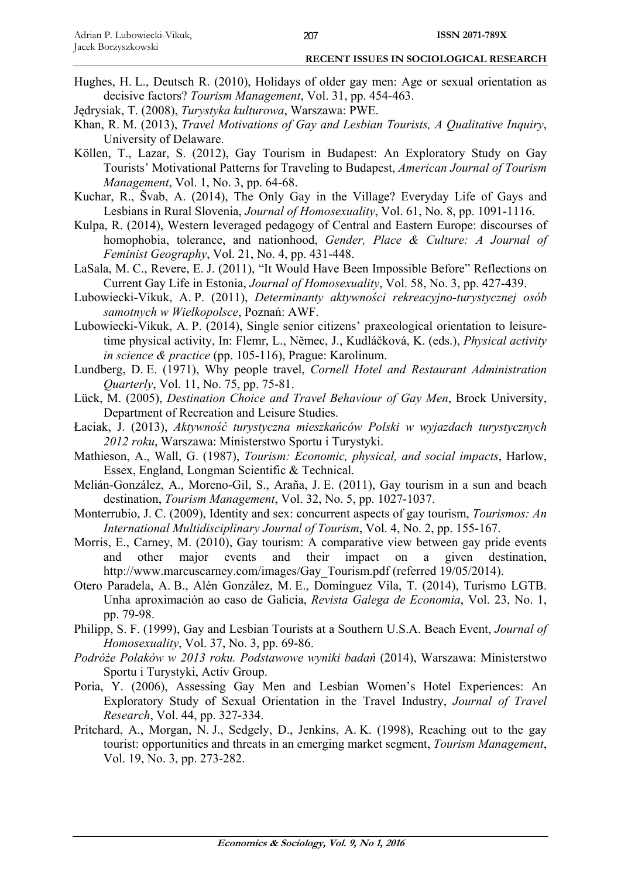Hughes, H. L., Deutsch R. (2010), Holidays of older gay men: Age or sexual orientation as decisive factors? *Tourism Management*, Vol. 31, pp. 454-463.

Jędrysiak, T. (2008), *Turystyka kulturowa*, Warszawa: PWE.

Khan, R. M. (2013), *Travel Motivations of Gay and Lesbian Tourists, A Qualitative Inquiry*, University of Delaware.

Köllen, T., Lazar, S. (2012), Gay Tourism in Budapest: An Exploratory Study on Gay Tourists' Motivational Patterns for Traveling to Budapest, *American Journal of Tourism Management*, Vol. 1, No. 3, pp. 64-68.

Kuchar, R., Švab, A. (2014), The Only Gay in the Village? Everyday Life of Gays and Lesbians in Rural Slovenia, *Journal of Homosexuality*, Vol. 61, No. 8, pp. 1091-1116.

Kulpa, R. (2014), Western leveraged pedagogy of Central and Eastern Europe: discourses of homophobia, tolerance, and nationhood, *Gender, Place & Culture: A Journal of Feminist Geography*, Vol. 21, No. 4, pp. 431-448.

LaSala, M. C., Revere, E. J. (2011), "It Would Have Been Impossible Before" Reflections on Current Gay Life in Estonia, *Journal of Homosexuality*, Vol. 58, No. 3, pp. 427-439.

Lubowiecki-Vikuk, A. P. (2011), *Determinanty aktywności rekreacyjno-turystycznej osób samotnych w Wielkopolsce*, Poznań: AWF.

Lubowiecki-Vikuk, A. P. (2014), Single senior citizens' praxeological orientation to leisure-time physical activity, In: Flemr, L., Němec, J., Kudláčková, K. (eds.), *Physical activity in science & practice* (pp. 105-116), Prague: Karolinum.

Lundberg, D. E. (1971), Why people travel, *Cornell Hotel and Restaurant Administration Quarterly*, Vol. 11, No. 75, pp. 75-81.

Lück, M. (2005), *Destination Choice and Travel Behaviour of Gay Men*, Brock University, Department of Recreation and Leisure Studies.

Łaciak, J. (2013), *Aktywność turystyczna mieszkańców Polski w wyjazdach turystycznych 2012 roku*, Warszawa: Ministerstwo Sportu i Turystyki.

Mathieson, A., Wall, G. (1987), *Tourism: Economic, physical, and social impacts*, Harlow, Essex, England, Longman Scientific & Technical.

Melián-González, A., Moreno-Gil, S., Araña, J. E. (2011), Gay tourism in a sun and beach destination, *Tourism Management*, Vol. 32, No. 5, pp. 1027-1037.

Monterrubio, J. C. (2009), Identity and sex: concurrent aspects of gay tourism, *Tourismos: An International Multidisciplinary Journal of Tourism*, Vol. 4, No. 2, pp. 155-167.

Morris, E., Carney, M. (2010), Gay tourism: A comparative view between gay pride events and other major events and their impact on a given destination, http://www.marcuscarney.com/images/Gay_Tourism.pdf (referred 19/05/2014).

Otero Paradela, A. B., Alén González, M. E., Domínguez Vila, T. (2014), Turismo LGTB. Unha aproximación ao caso de Galicia, *Revista Galega de Economia*, Vol. 23, No. 1, pp. 79-98.

Philipp, S. F. (1999), Gay and Lesbian Tourists at a Southern U.S.A. Beach Event, *Journal of Homosexuality*, Vol. 37, No. 3, pp. 69-86.

*Podróże Polaków w 2013 roku. Podstawowe wyniki badań* (2014), Warszawa: Ministerstwo Sportu i Turystyki, Activ Group.

Poria, Y. (2006), Assessing Gay Men and Lesbian Women's Hotel Experiences: An Exploratory Study of Sexual Orientation in the Travel Industry, *Journal of Travel Research*, Vol. 44, pp. 327-334.

Pritchard, A., Morgan, N. J., Sedgely, D., Jenkins, A. K. (1998), Reaching out to the gay tourist: opportunities and threats in an emerging market segment, *Tourism Management*, Vol. 19, No. 3, pp. 273-282.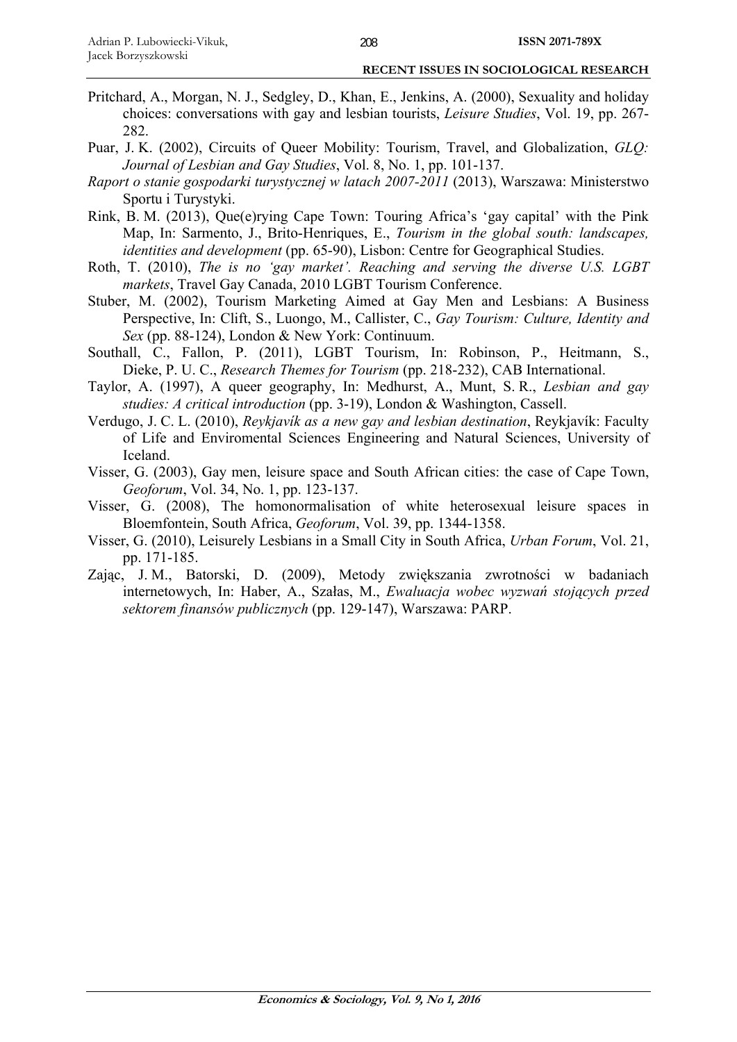Pritchard, A., Morgan, N. J., Sedgley, D., Khan, E., Jenkins, A. (2000), Sexuality and holiday choices: conversations with gay and lesbian tourists, *Leisure Studies*, Vol. 19, pp. 267-282.

Puar, J. K. (2002), Circuits of Queer Mobility: Tourism, Travel, and Globalization, *GLQ: Journal of Lesbian and Gay Studies*, Vol. 8, No. 1, pp. 101-137.

*Raport o stanie gospodarki turystycznej w latach 2007-2011* (2013), Warszawa: Ministerstwo Sportu i Turystyki.

Rink, B. M. (2013), Que(e)rying Cape Town: Touring Africa's 'gay capital' with the Pink Map, In: Sarmento, J., Brito-Henriques, E., *Tourism in the global south: landscapes, identities and development* (pp. 65-90), Lisbon: Centre for Geographical Studies.

Roth, T. (2010), *The is no 'gay market'. Reaching and serving the diverse U.S. LGBT markets*, Travel Gay Canada, 2010 LGBT Tourism Conference.

Stuber, M. (2002), Tourism Marketing Aimed at Gay Men and Lesbians: A Business Perspective, In: Clift, S., Luongo, M., Callister, C., *Gay Tourism: Culture, Identity and Sex* (pp. 88-124), London & New York: Continuum.

Southall, C., Fallon, P. (2011), LGBT Tourism, In: Robinson, P., Heitmann, S., Dieke, P. U. C., *Research Themes for Tourism* (pp. 218-232), CAB International.

Taylor, A. (1997), A queer geography, In: Medhurst, A., Munt, S. R., *Lesbian and gay studies: A critical introduction* (pp. 3-19), London & Washington, Cassell.

Verdugo, J. C. L. (2010), *Reykjavík as a new gay and lesbian destination*, Reykjavík: Faculty of Life and Enviromental Sciences Engineering and Natural Sciences, University of Iceland.

Visser, G. (2003), Gay men, leisure space and South African cities: the case of Cape Town, *Geoforum*, Vol. 34, No. 1, pp. 123-137.

Visser, G. (2008), The homonormalisation of white heterosexual leisure spaces in Bloemfontein, South Africa, *Geoforum*, Vol. 39, pp. 1344-1358.

Visser, G. (2010), Leisurely Lesbians in a Small City in South Africa, *Urban Forum*, Vol. 21, pp. 171-185.

Zając, J. M., Batorski, D. (2009), Metody zwiększania zwrotności w badaniach internetowych, In: Haber, A., Szałas, M., *Ewaluacja wobec wyzwań stojących przed sektorem finansów publicznych* (pp. 129-147), Warszawa: PARP.